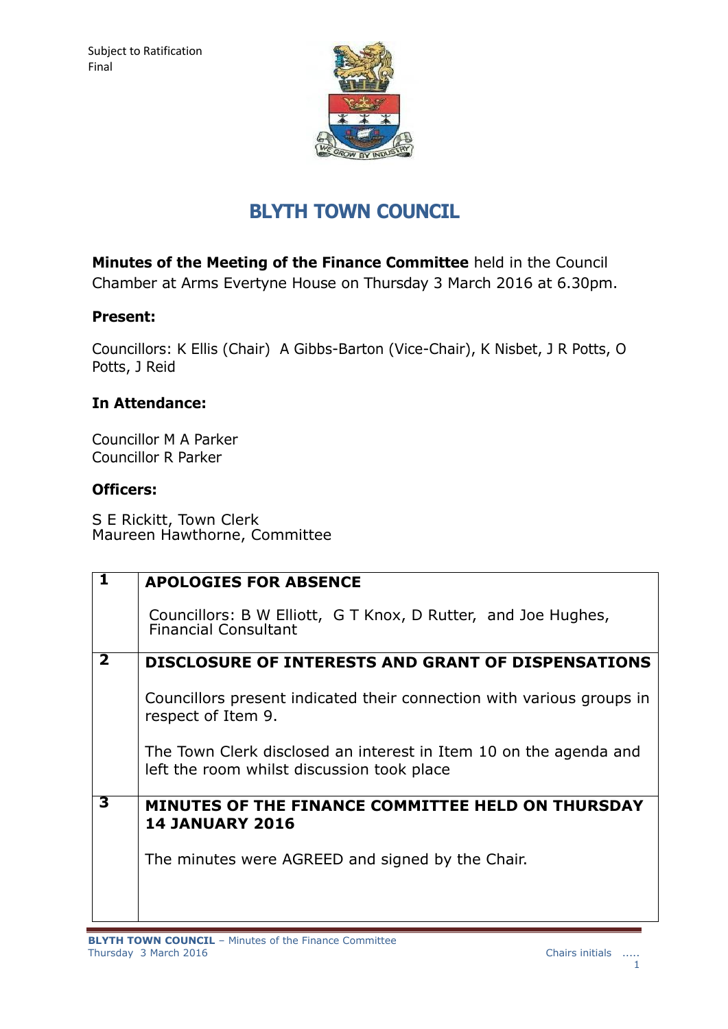Subject to Ratification
Final

# BLYTH TOWN COUNCIL

**Minutes of the Meeting of the Finance Committee** held in the Council Chamber at Arms Evertyne House on Thursday 3 March 2016 at 6.30pm.

**Present:**

Councillors: K Ellis (Chair) A Gibbs-Barton (Vice-Chair), K Nisbet, J R Potts, O Potts, J Reid

**In Attendance:**

Councillor M A Parker
Councillor R Parker

**Officers:**

S E Rickitt, Town Clerk
Maureen Hawthorne, Committee

| | |
|---|---|
| **1** | **APOLOGIES FOR ABSENCE**<br><br>Councillors: B W Elliott, G T Knox, D Rutter, and Joe Hughes, Financial Consultant |
| **2** | **DISCLOSURE OF INTERESTS AND GRANT OF DISPENSATIONS**<br><br>Councillors present indicated their connection with various groups in respect of Item 9.<br><br>The Town Clerk disclosed an interest in Item 10 on the agenda and left the room whilst discussion took place |
| **3** | **MINUTES OF THE FINANCE COMMITTEE HELD ON THURSDAY 14 JANUARY 2016**<br><br>The minutes were AGREED and signed by the Chair. |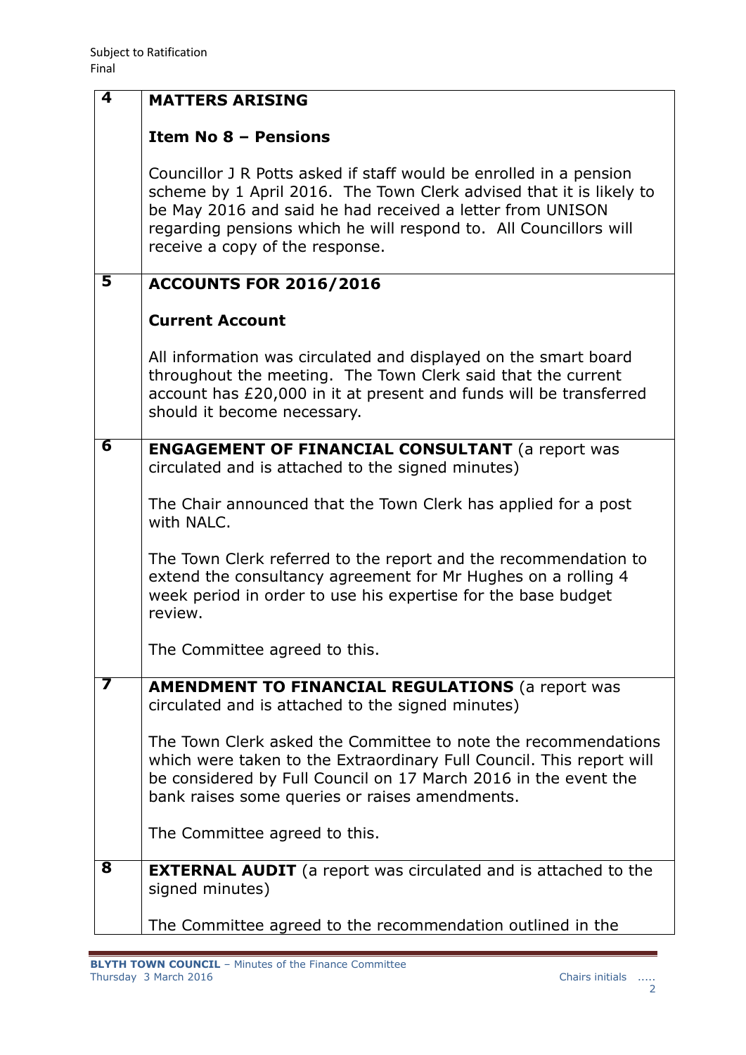Subject to Ratification
Final

| | |
|---|---|
| **4** | **MATTERS ARISING**<br><br>**Item No 8 – Pensions**<br><br>Councillor J R Potts asked if staff would be enrolled in a pension scheme by 1 April 2016. The Town Clerk advised that it is likely to be May 2016 and said he had received a letter from UNISON regarding pensions which he will respond to. All Councillors will receive a copy of the response. |
| **5** | **ACCOUNTS FOR 2016/2016**<br><br>**Current Account**<br><br>All information was circulated and displayed on the smart board throughout the meeting. The Town Clerk said that the current account has £20,000 in it at present and funds will be transferred should it become necessary. |
| **6** | **ENGAGEMENT OF FINANCIAL CONSULTANT** (a report was circulated and is attached to the signed minutes)<br><br>The Chair announced that the Town Clerk has applied for a post with NALC.<br><br>The Town Clerk referred to the report and the recommendation to extend the consultancy agreement for Mr Hughes on a rolling 4 week period in order to use his expertise for the base budget review.<br><br>The Committee agreed to this. |
| **7** | **AMENDMENT TO FINANCIAL REGULATIONS** (a report was circulated and is attached to the signed minutes)<br><br>The Town Clerk asked the Committee to note the recommendations which were taken to the Extraordinary Full Council. This report will be considered by Full Council on 17 March 2016 in the event the bank raises some queries or raises amendments.<br><br>The Committee agreed to this. |
| **8** | **EXTERNAL AUDIT** (a report was circulated and is attached to the signed minutes)<br><br>The Committee agreed to the recommendation outlined in the |

**BLYTH TOWN COUNCIL** – Minutes of the Finance Committee
Thursday 3 March 2016 Chairs initials .....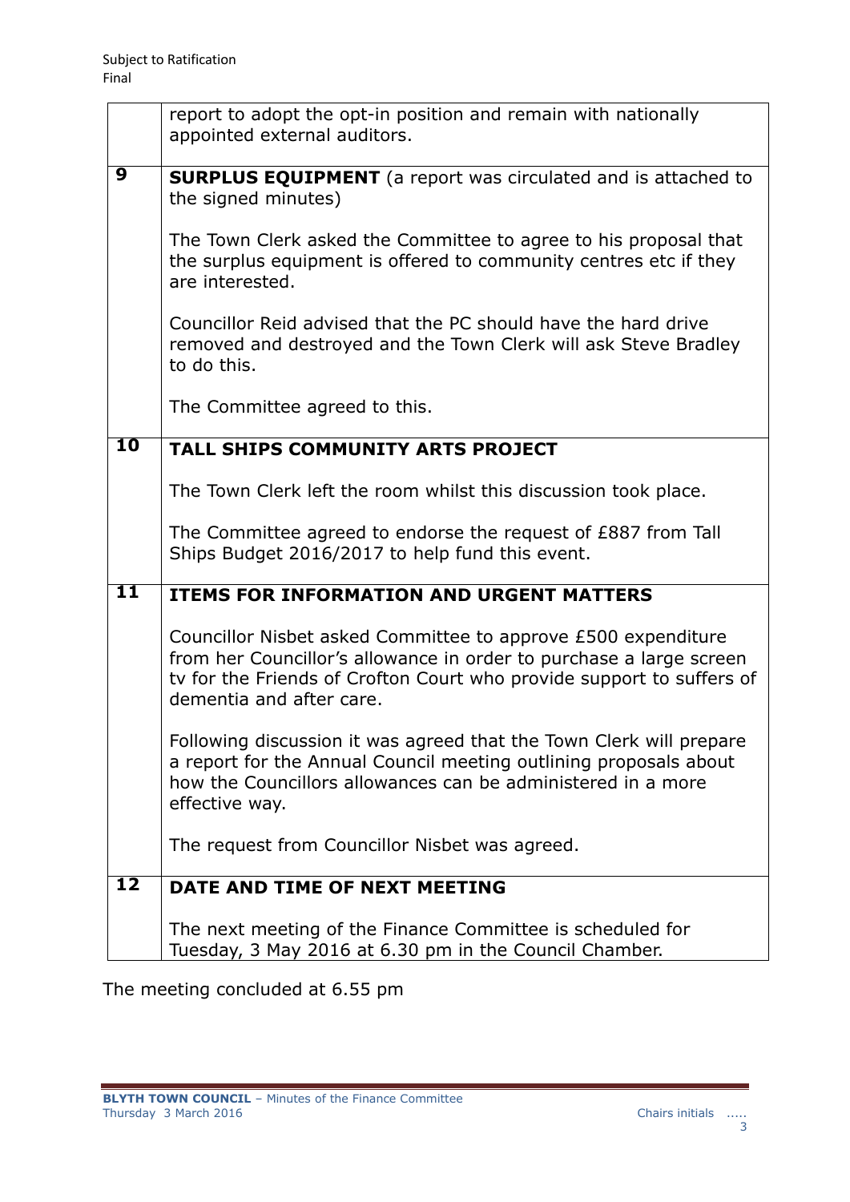Subject to Ratification
Final

| | |
|---|---|
| | report to adopt the opt-in position and remain with nationally appointed external auditors. |
| **9** | **SURPLUS EQUIPMENT** (a report was circulated and is attached to the signed minutes)<br><br>The Town Clerk asked the Committee to agree to his proposal that the surplus equipment is offered to community centres etc if they are interested.<br><br>Councillor Reid advised that the PC should have the hard drive removed and destroyed and the Town Clerk will ask Steve Bradley to do this.<br><br>The Committee agreed to this. |
| **10** | **TALL SHIPS COMMUNITY ARTS PROJECT**<br><br>The Town Clerk left the room whilst this discussion took place.<br><br>The Committee agreed to endorse the request of £887 from Tall Ships Budget 2016/2017 to help fund this event. |
| **11** | **ITEMS FOR INFORMATION AND URGENT MATTERS**<br><br>Councillor Nisbet asked Committee to approve £500 expenditure from her Councillor's allowance in order to purchase a large screen tv for the Friends of Crofton Court who provide support to suffers of dementia and after care.<br><br>Following discussion it was agreed that the Town Clerk will prepare a report for the Annual Council meeting outlining proposals about how the Councillors allowances can be administered in a more effective way.<br><br>The request from Councillor Nisbet was agreed. |
| **12** | **DATE AND TIME OF NEXT MEETING**<br><br>The next meeting of the Finance Committee is scheduled for Tuesday, 3 May 2016 at 6.30 pm in the Council Chamber. |

The meeting concluded at 6.55 pm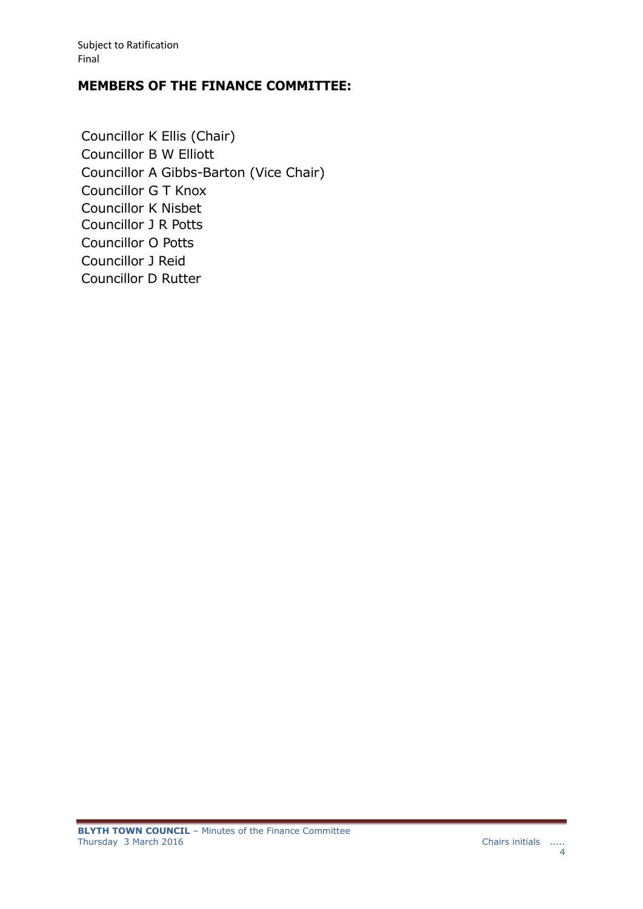Subject to Ratification
Final

## MEMBERS OF THE FINANCE COMMITTEE:

Councillor K Ellis (Chair)
Councillor B W Elliott
Councillor A Gibbs-Barton (Vice Chair)
Councillor G T Knox
Councillor K Nisbet
Councillor J R Potts
Councillor O Potts
Councillor J Reid
Councillor D Rutter